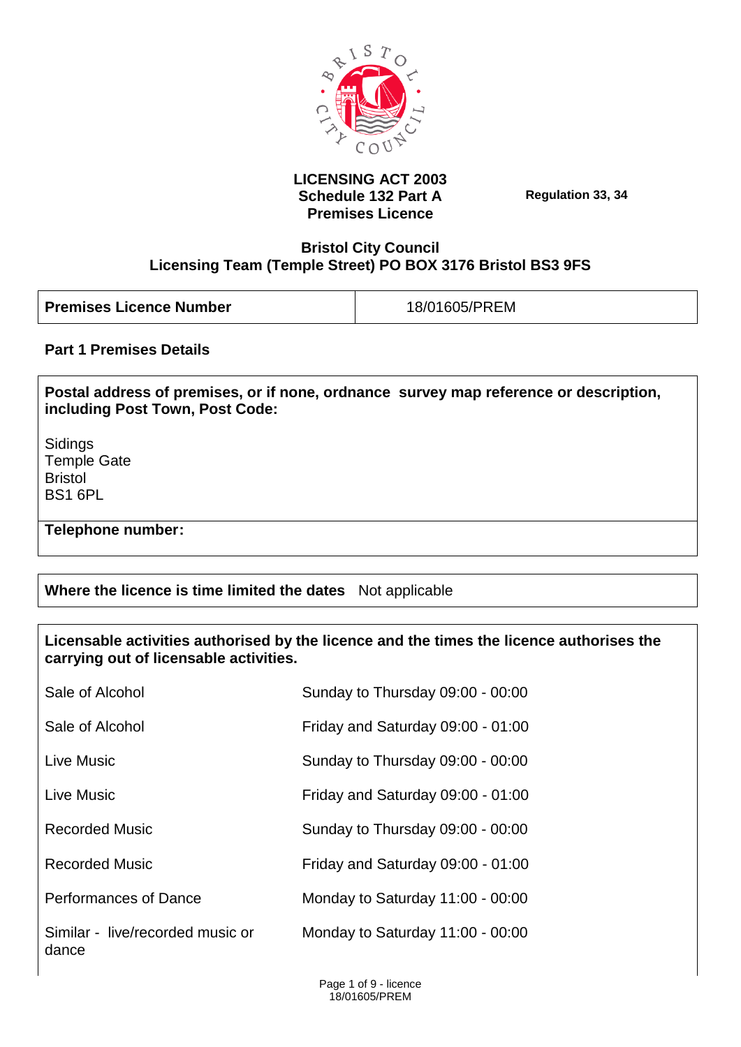**LICENSING ACT 2003**
**Schedule 132 Part A**
**Premises Licence**

**Regulation 33, 34**

**Bristol City Council**
**Licensing Team (Temple Street) PO BOX 3176 Bristol BS3 9FS**

| **Premises Licence Number** | 18/01605/PREM |
|---|---|

## Part 1 Premises Details

**Postal address of premises, or if none, ordnance survey map reference or description, including Post Town, Post Code:**

Sidings
Temple Gate
Bristol
BS1 6PL

**Telephone number:**

**Where the licence is time limited the dates** Not applicable

**Licensable activities authorised by the licence and the times the licence authorises the carrying out of licensable activities.**

| | |
|---|---|
| Sale of Alcohol | Sunday to Thursday 09:00 - 00:00 |
| Sale of Alcohol | Friday and Saturday 09:00 - 01:00 |
| Live Music | Sunday to Thursday 09:00 - 00:00 |
| Live Music | Friday and Saturday 09:00 - 01:00 |
| Recorded Music | Sunday to Thursday 09:00 - 00:00 |
| Recorded Music | Friday and Saturday 09:00 - 01:00 |
| Performances of Dance | Monday to Saturday 11:00 - 00:00 |
| Similar - live/recorded music or dance | Monday to Saturday 11:00 - 00:00 |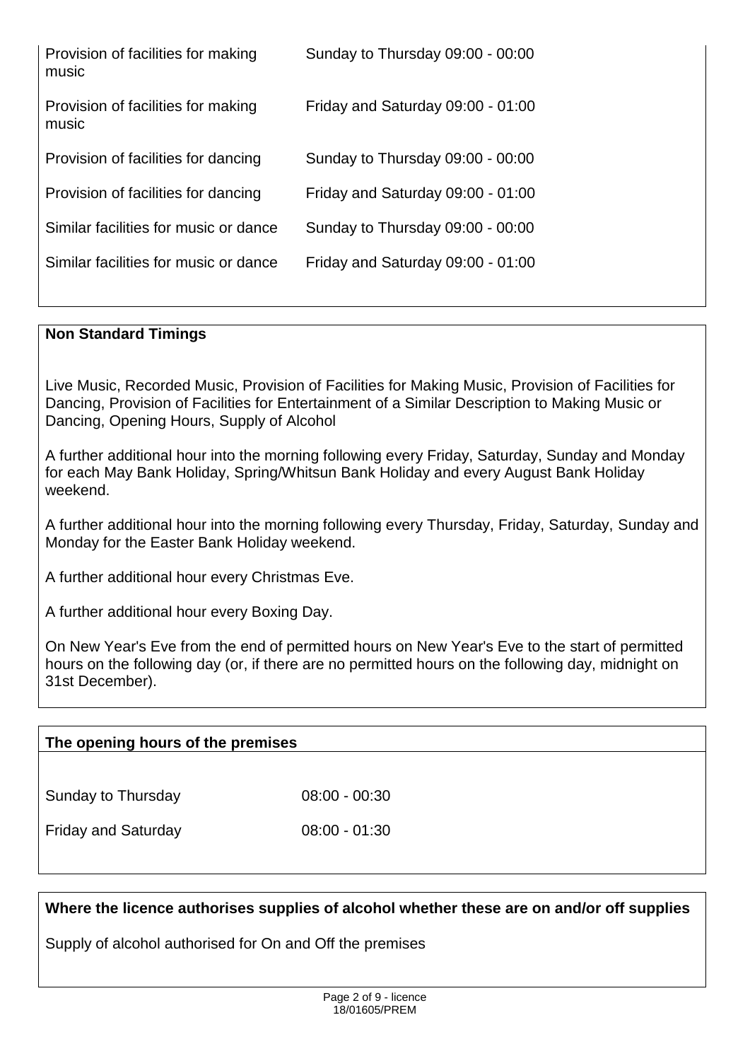| | |
|---|---|
| Provision of facilities for making music | Sunday to Thursday 09:00 - 00:00 |
| Provision of facilities for making music | Friday and Saturday 09:00 - 01:00 |
| Provision of facilities for dancing | Sunday to Thursday 09:00 - 00:00 |
| Provision of facilities for dancing | Friday and Saturday 09:00 - 01:00 |
| Similar facilities for music or dance | Sunday to Thursday 09:00 - 00:00 |
| Similar facilities for music or dance | Friday and Saturday 09:00 - 01:00 |

**Non Standard Timings**

Live Music, Recorded Music, Provision of Facilities for Making Music, Provision of Facilities for Dancing, Provision of Facilities for Entertainment of a Similar Description to Making Music or Dancing, Opening Hours, Supply of Alcohol

A further additional hour into the morning following every Friday, Saturday, Sunday and Monday for each May Bank Holiday, Spring/Whitsun Bank Holiday and every August Bank Holiday weekend.

A further additional hour into the morning following every Thursday, Friday, Saturday, Sunday and Monday for the Easter Bank Holiday weekend.

A further additional hour every Christmas Eve.

A further additional hour every Boxing Day.

On New Year's Eve from the end of permitted hours on New Year's Eve to the start of permitted hours on the following day (or, if there are no permitted hours on the following day, midnight on 31st December).

**The opening hours of the premises**

| | |
|---|---|
| Sunday to Thursday | 08:00 - 00:30 |
| Friday and Saturday | 08:00 - 01:30 |

**Where the licence authorises supplies of alcohol whether these are on and/or off supplies**

Supply of alcohol authorised for On and Off the premises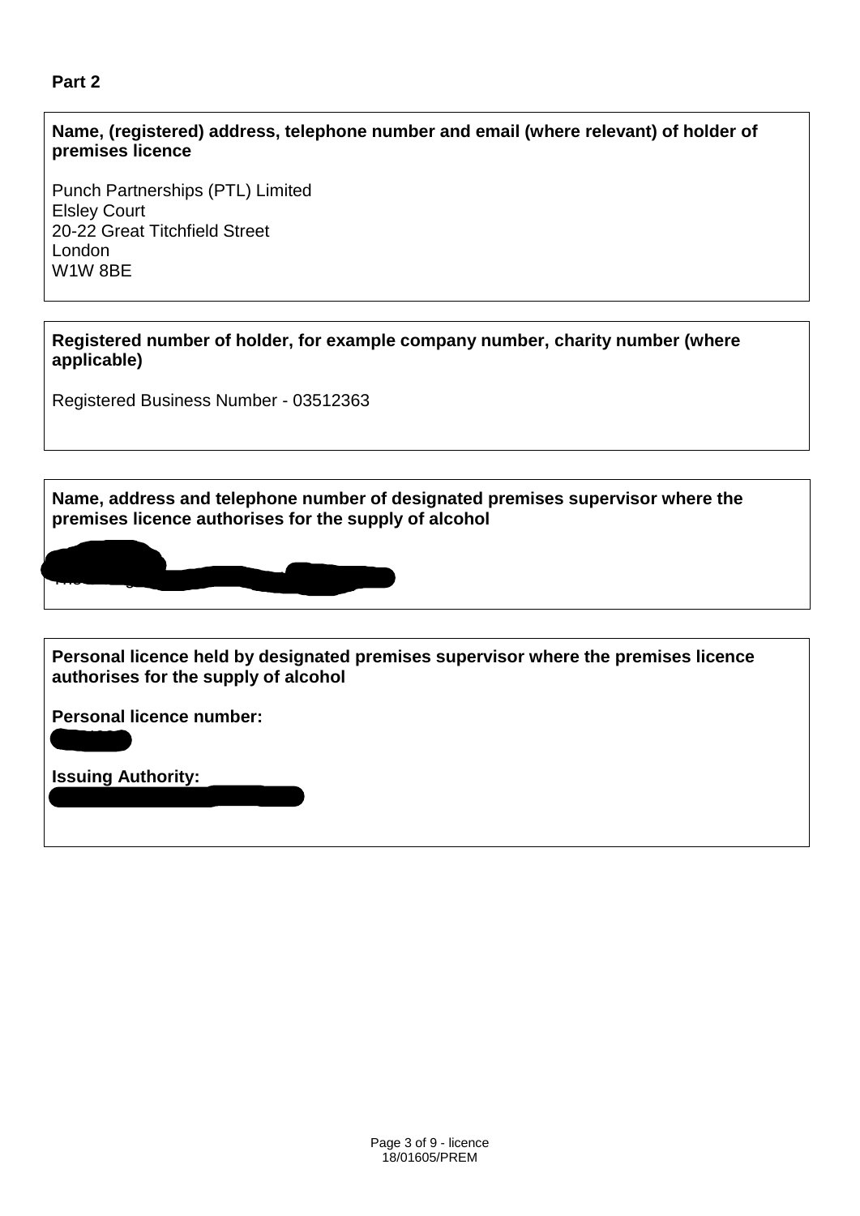**Part 2**

**Name, (registered) address, telephone number and email (where relevant) of holder of premises licence**

Punch Partnerships (PTL) Limited
Elsley Court
20-22 Great Titchfield Street
London
W1W 8BE

**Registered number of holder, for example company number, charity number (where applicable)**

Registered Business Number - 03512363

**Name, address and telephone number of designated premises supervisor where the premises licence authorises for the supply of alcohol**

**Personal licence held by designated premises supervisor where the premises licence authorises for the supply of alcohol**

**Personal licence number:**

**Issuing Authority:**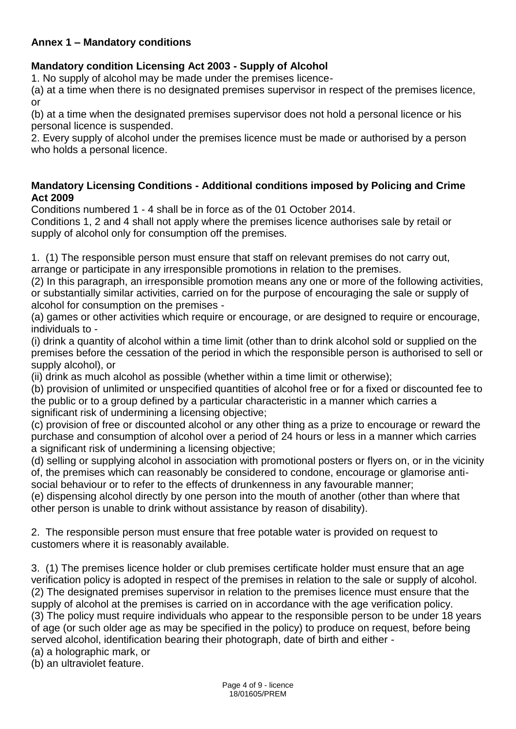**Annex 1 – Mandatory conditions**

**Mandatory condition Licensing Act 2003 - Supply of Alcohol**

1. No supply of alcohol may be made under the premises licence-

(a) at a time when there is no designated premises supervisor in respect of the premises licence, or

(b) at a time when the designated premises supervisor does not hold a personal licence or his personal licence is suspended.

2. Every supply of alcohol under the premises licence must be made or authorised by a person who holds a personal licence.

**Mandatory Licensing Conditions - Additional conditions imposed by Policing and Crime Act 2009**

Conditions numbered 1 - 4 shall be in force as of the 01 October 2014.

Conditions 1, 2 and 4 shall not apply where the premises licence authorises sale by retail or supply of alcohol only for consumption off the premises.

1. (1) The responsible person must ensure that staff on relevant premises do not carry out, arrange or participate in any irresponsible promotions in relation to the premises.

(2) In this paragraph, an irresponsible promotion means any one or more of the following activities, or substantially similar activities, carried on for the purpose of encouraging the sale or supply of alcohol for consumption on the premises -

(a) games or other activities which require or encourage, or are designed to require or encourage, individuals to -

(i) drink a quantity of alcohol within a time limit (other than to drink alcohol sold or supplied on the premises before the cessation of the period in which the responsible person is authorised to sell or supply alcohol), or

(ii) drink as much alcohol as possible (whether within a time limit or otherwise);

(b) provision of unlimited or unspecified quantities of alcohol free or for a fixed or discounted fee to the public or to a group defined by a particular characteristic in a manner which carries a significant risk of undermining a licensing objective;

(c) provision of free or discounted alcohol or any other thing as a prize to encourage or reward the purchase and consumption of alcohol over a period of 24 hours or less in a manner which carries a significant risk of undermining a licensing objective;

(d) selling or supplying alcohol in association with promotional posters or flyers on, or in the vicinity of, the premises which can reasonably be considered to condone, encourage or glamorise anti-social behaviour or to refer to the effects of drunkenness in any favourable manner;

(e) dispensing alcohol directly by one person into the mouth of another (other than where that other person is unable to drink without assistance by reason of disability).

2. The responsible person must ensure that free potable water is provided on request to customers where it is reasonably available.

3. (1) The premises licence holder or club premises certificate holder must ensure that an age verification policy is adopted in respect of the premises in relation to the sale or supply of alcohol.

(2) The designated premises supervisor in relation to the premises licence must ensure that the supply of alcohol at the premises is carried on in accordance with the age verification policy.

(3) The policy must require individuals who appear to the responsible person to be under 18 years of age (or such older age as may be specified in the policy) to produce on request, before being served alcohol, identification bearing their photograph, date of birth and either -

(a) a holographic mark, or

(b) an ultraviolet feature.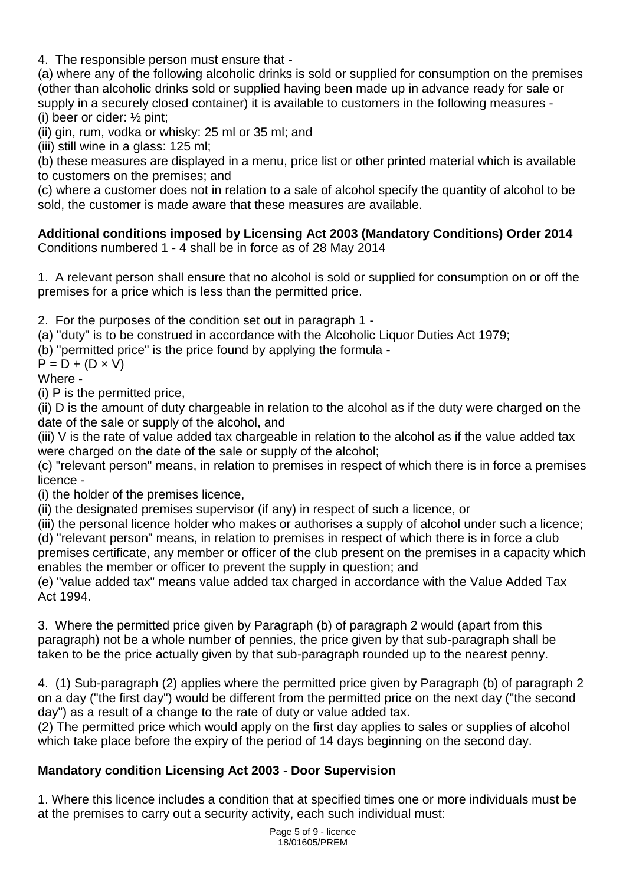4. The responsible person must ensure that -

(a) where any of the following alcoholic drinks is sold or supplied for consumption on the premises (other than alcoholic drinks sold or supplied having been made up in advance ready for sale or supply in a securely closed container) it is available to customers in the following measures -

(i) beer or cider: ½ pint;

(ii) gin, rum, vodka or whisky: 25 ml or 35 ml; and

(iii) still wine in a glass: 125 ml;

(b) these measures are displayed in a menu, price list or other printed material which is available to customers on the premises; and

(c) where a customer does not in relation to a sale of alcohol specify the quantity of alcohol to be sold, the customer is made aware that these measures are available.

**Additional conditions imposed by Licensing Act 2003 (Mandatory Conditions) Order 2014**

Conditions numbered 1 - 4 shall be in force as of 28 May 2014

1. A relevant person shall ensure that no alcohol is sold or supplied for consumption on or off the premises for a price which is less than the permitted price.

2. For the purposes of the condition set out in paragraph 1 -

(a) "duty" is to be construed in accordance with the Alcoholic Liquor Duties Act 1979;

(b) "permitted price" is the price found by applying the formula -

$P = D + (D \times V)$

Where -

(i) P is the permitted price,

(ii) D is the amount of duty chargeable in relation to the alcohol as if the duty were charged on the date of the sale or supply of the alcohol, and

(iii) V is the rate of value added tax chargeable in relation to the alcohol as if the value added tax were charged on the date of the sale or supply of the alcohol;

(c) "relevant person" means, in relation to premises in respect of which there is in force a premises licence -

(i) the holder of the premises licence,

(ii) the designated premises supervisor (if any) in respect of such a licence, or

(iii) the personal licence holder who makes or authorises a supply of alcohol under such a licence;

(d) "relevant person" means, in relation to premises in respect of which there is in force a club premises certificate, any member or officer of the club present on the premises in a capacity which enables the member or officer to prevent the supply in question; and

(e) "value added tax" means value added tax charged in accordance with the Value Added Tax Act 1994.

3. Where the permitted price given by Paragraph (b) of paragraph 2 would (apart from this paragraph) not be a whole number of pennies, the price given by that sub-paragraph shall be taken to be the price actually given by that sub-paragraph rounded up to the nearest penny.

4. (1) Sub-paragraph (2) applies where the permitted price given by Paragraph (b) of paragraph 2 on a day ("the first day") would be different from the permitted price on the next day ("the second day") as a result of a change to the rate of duty or value added tax.

(2) The permitted price which would apply on the first day applies to sales or supplies of alcohol which take place before the expiry of the period of 14 days beginning on the second day.

**Mandatory condition Licensing Act 2003 - Door Supervision**

1. Where this licence includes a condition that at specified times one or more individuals must be at the premises to carry out a security activity, each such individual must: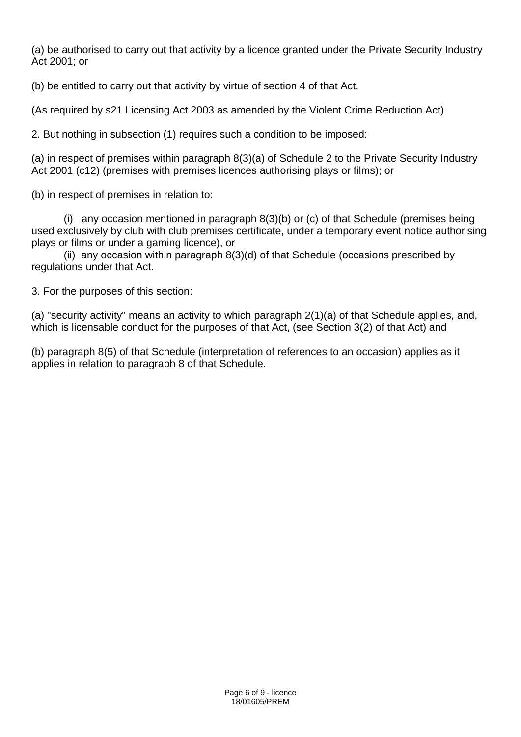(a) be authorised to carry out that activity by a licence granted under the Private Security Industry Act 2001; or

(b) be entitled to carry out that activity by virtue of section 4 of that Act.

(As required by s21 Licensing Act 2003 as amended by the Violent Crime Reduction Act)

2. But nothing in subsection (1) requires such a condition to be imposed:

(a) in respect of premises within paragraph 8(3)(a) of Schedule 2 to the Private Security Industry Act 2001 (c12) (premises with premises licences authorising plays or films); or

(b) in respect of premises in relation to:

(i) any occasion mentioned in paragraph 8(3)(b) or (c) of that Schedule (premises being used exclusively by club with club premises certificate, under a temporary event notice authorising plays or films or under a gaming licence), or

(ii) any occasion within paragraph 8(3)(d) of that Schedule (occasions prescribed by regulations under that Act.

3. For the purposes of this section:

(a) "security activity" means an activity to which paragraph 2(1)(a) of that Schedule applies, and, which is licensable conduct for the purposes of that Act, (see Section 3(2) of that Act) and

(b) paragraph 8(5) of that Schedule (interpretation of references to an occasion) applies as it applies in relation to paragraph 8 of that Schedule.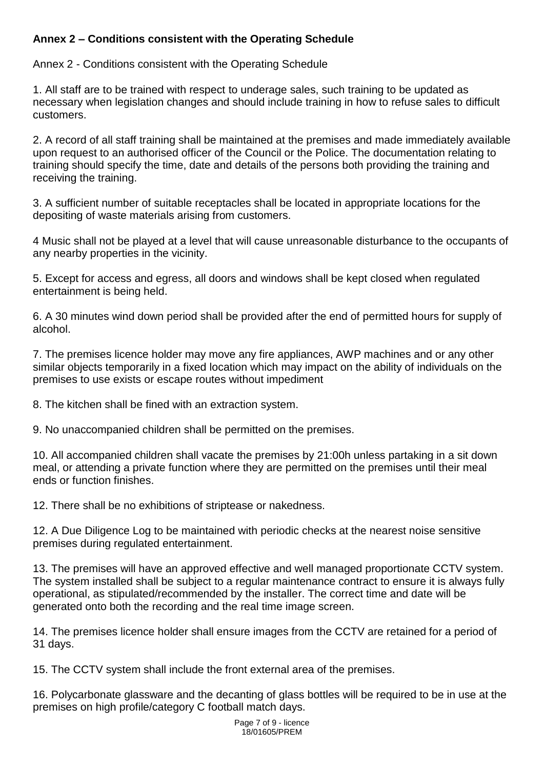**Annex 2 – Conditions consistent with the Operating Schedule**

Annex 2 - Conditions consistent with the Operating Schedule

1. All staff are to be trained with respect to underage sales, such training to be updated as necessary when legislation changes and should include training in how to refuse sales to difficult customers.

2. A record of all staff training shall be maintained at the premises and made immediately available upon request to an authorised officer of the Council or the Police. The documentation relating to training should specify the time, date and details of the persons both providing the training and receiving the training.

3. A sufficient number of suitable receptacles shall be located in appropriate locations for the depositing of waste materials arising from customers.

4 Music shall not be played at a level that will cause unreasonable disturbance to the occupants of any nearby properties in the vicinity.

5. Except for access and egress, all doors and windows shall be kept closed when regulated entertainment is being held.

6. A 30 minutes wind down period shall be provided after the end of permitted hours for supply of alcohol.

7. The premises licence holder may move any fire appliances, AWP machines and or any other similar objects temporarily in a fixed location which may impact on the ability of individuals on the premises to use exists or escape routes without impediment

8. The kitchen shall be fined with an extraction system.

9. No unaccompanied children shall be permitted on the premises.

10. All accompanied children shall vacate the premises by 21:00h unless partaking in a sit down meal, or attending a private function where they are permitted on the premises until their meal ends or function finishes.

12. There shall be no exhibitions of striptease or nakedness.

12. A Due Diligence Log to be maintained with periodic checks at the nearest noise sensitive premises during regulated entertainment.

13. The premises will have an approved effective and well managed proportionate CCTV system. The system installed shall be subject to a regular maintenance contract to ensure it is always fully operational, as stipulated/recommended by the installer. The correct time and date will be generated onto both the recording and the real time image screen.

14. The premises licence holder shall ensure images from the CCTV are retained for a period of 31 days.

15. The CCTV system shall include the front external area of the premises.

16. Polycarbonate glassware and the decanting of glass bottles will be required to be in use at the premises on high profile/category C football match days.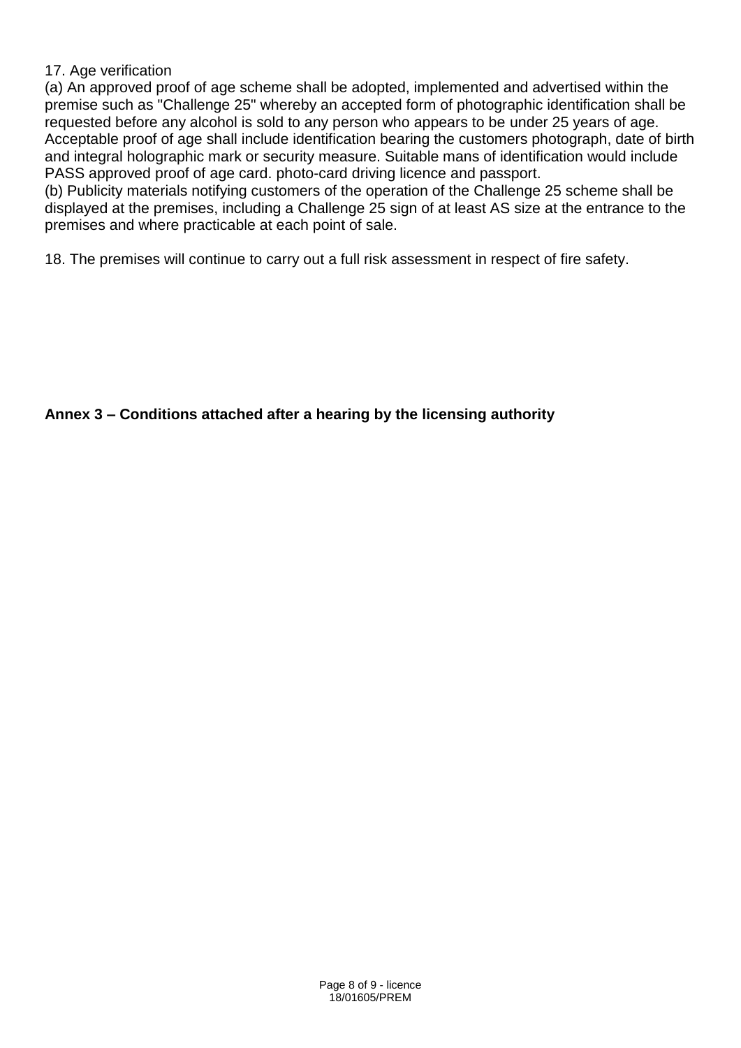17. Age verification

(a) An approved proof of age scheme shall be adopted, implemented and advertised within the premise such as "Challenge 25" whereby an accepted form of photographic identification shall be requested before any alcohol is sold to any person who appears to be under 25 years of age. Acceptable proof of age shall include identification bearing the customers photograph, date of birth and integral holographic mark or security measure. Suitable mans of identification would include PASS approved proof of age card. photo-card driving licence and passport.

(b) Publicity materials notifying customers of the operation of the Challenge 25 scheme shall be displayed at the premises, including a Challenge 25 sign of at least AS size at the entrance to the premises and where practicable at each point of sale.

18. The premises will continue to carry out a full risk assessment in respect of fire safety.

**Annex 3 – Conditions attached after a hearing by the licensing authority**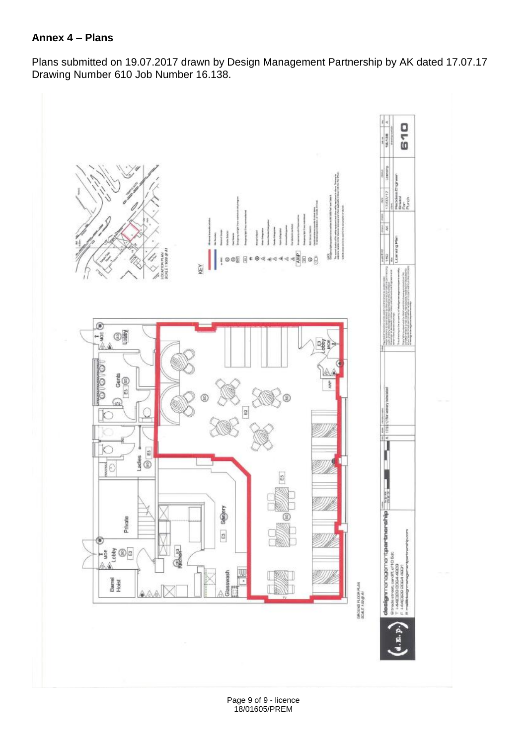## Annex 4 – Plans

Plans submitted on 19.07.2017 drawn by Design Management Partnership by AK dated 17.07.17 Drawing Number 610 Job Number 16.138.

LOCATION PLAN
SCALE 1:1000 @ A1

KEY

GROUND FLOOR PLAN
SCALE 1:50 @ A1

Barrel Hoist

Lobby

Private

Ladies

Gents

Lobby

Kitchen

Glasswash

Servery

Lobby

designmanagementpartnership

16.138

610

Licensing Plan

17/07/17

AK

1:50

Licensing

A